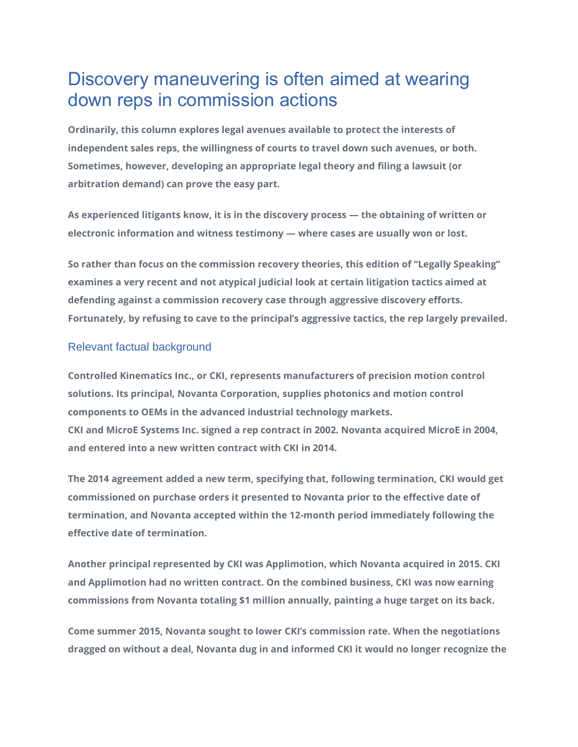# Discovery maneuvering is often aimed at wearing down reps in commission actions

**Ordinarily, this column explores legal avenues available to protect the interests of independent sales reps, the willingness of courts to travel down such avenues, or both. Sometimes, however, developing an appropriate legal theory and filing a lawsuit (or arbitration demand) can prove the easy part.**

**As experienced litigants know, it is in the discovery process — the obtaining of written or electronic information and witness testimony — where cases are usually won or lost.**

**So rather than focus on the commission recovery theories, this edition of "Legally Speaking" examines a very recent and not atypical judicial look at certain litigation tactics aimed at defending against a commission recovery case through aggressive discovery efforts. Fortunately, by refusing to cave to the principal's aggressive tactics, the rep largely prevailed.**

## Relevant factual background

**Controlled Kinematics Inc., or CKI, represents manufacturers of precision motion control solutions. Its principal, Novanta Corporation, supplies photonics and motion control components to OEMs in the advanced industrial technology markets.**
**CKI and MicroE Systems Inc. signed a rep contract in 2002. Novanta acquired MicroE in 2004, and entered into a new written contract with CKI in 2014.**

**The 2014 agreement added a new term, specifying that, following termination, CKI would get commissioned on purchase orders it presented to Novanta prior to the effective date of termination, and Novanta accepted within the 12-month period immediately following the effective date of termination.**

**Another principal represented by CKI was Applimotion, which Novanta acquired in 2015. CKI and Applimotion had no written contract. On the combined business, CKI was now earning commissions from Novanta totaling $1 million annually, painting a huge target on its back.**

**Come summer 2015, Novanta sought to lower CKI's commission rate. When the negotiations dragged on without a deal, Novanta dug in and informed CKI it would no longer recognize the**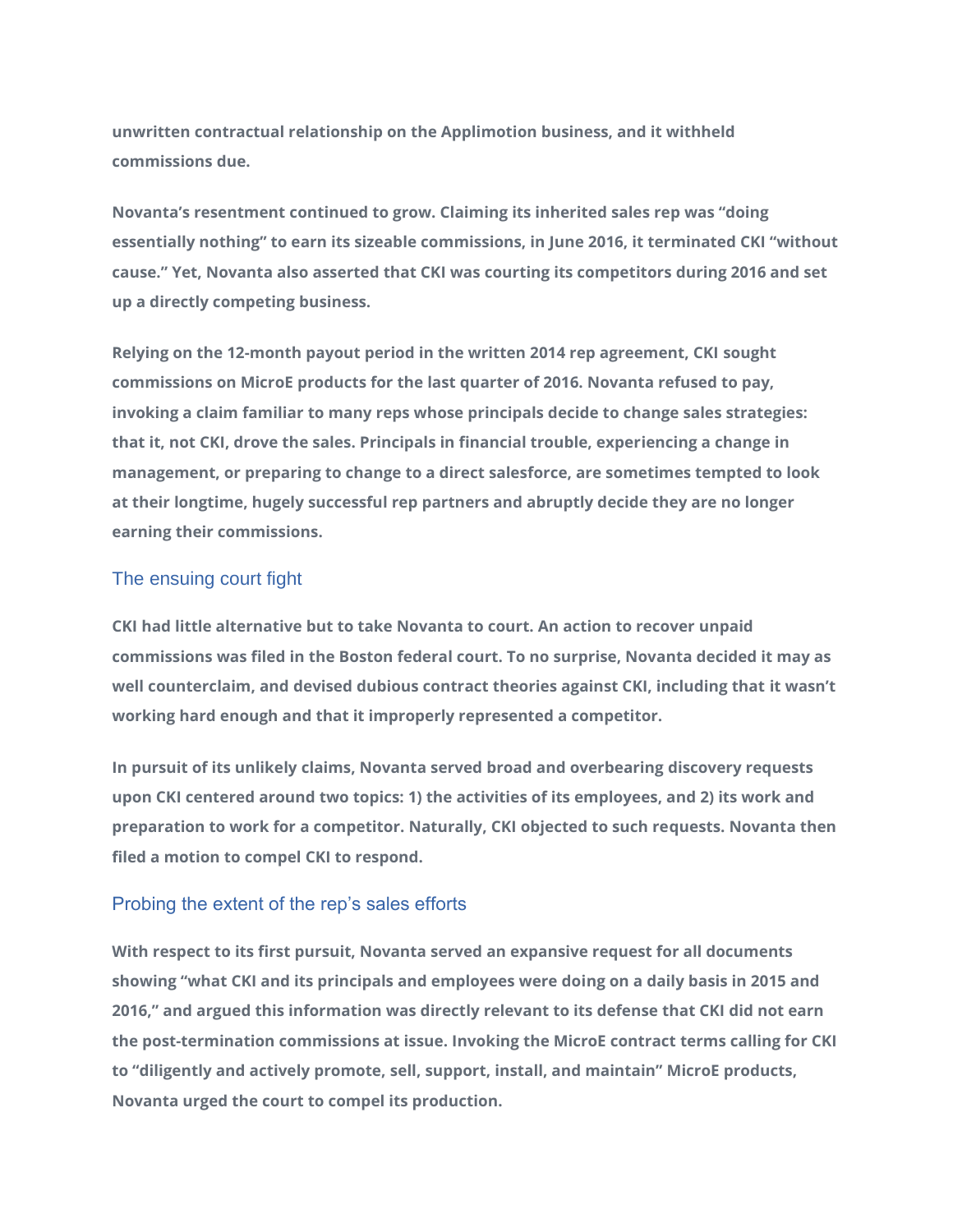**unwritten contractual relationship on the Applimotion business, and it withheld commissions due.**

**Novanta's resentment continued to grow. Claiming its inherited sales rep was "doing essentially nothing" to earn its sizeable commissions, in June 2016, it terminated CKI "without cause." Yet, Novanta also asserted that CKI was courting its competitors during 2016 and set up a directly competing business.**

**Relying on the 12-month payout period in the written 2014 rep agreement, CKI sought commissions on MicroE products for the last quarter of 2016. Novanta refused to pay, invoking a claim familiar to many reps whose principals decide to change sales strategies: that it, not CKI, drove the sales. Principals in financial trouble, experiencing a change in management, or preparing to change to a direct salesforce, are sometimes tempted to look at their longtime, hugely successful rep partners and abruptly decide they are no longer earning their commissions.**

## The ensuing court fight

**CKI had little alternative but to take Novanta to court. An action to recover unpaid commissions was filed in the Boston federal court. To no surprise, Novanta decided it may as well counterclaim, and devised dubious contract theories against CKI, including that it wasn't working hard enough and that it improperly represented a competitor.**

**In pursuit of its unlikely claims, Novanta served broad and overbearing discovery requests upon CKI centered around two topics: 1) the activities of its employees, and 2) its work and preparation to work for a competitor. Naturally, CKI objected to such requests. Novanta then filed a motion to compel CKI to respond.**

## Probing the extent of the rep's sales efforts

**With respect to its first pursuit, Novanta served an expansive request for all documents showing "what CKI and its principals and employees were doing on a daily basis in 2015 and 2016," and argued this information was directly relevant to its defense that CKI did not earn the post-termination commissions at issue. Invoking the MicroE contract terms calling for CKI to "diligently and actively promote, sell, support, install, and maintain" MicroE products, Novanta urged the court to compel its production.**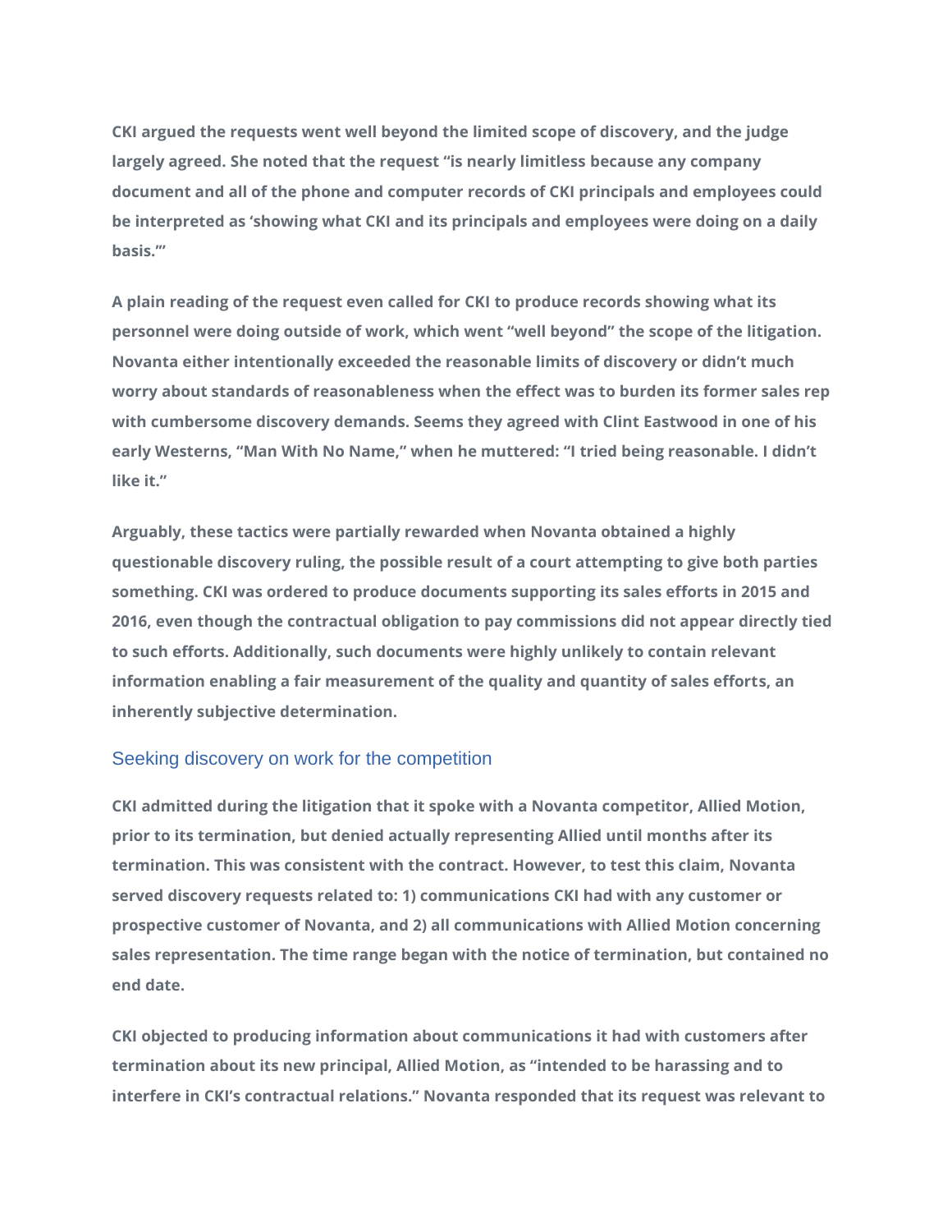CKI argued the requests went well beyond the limited scope of discovery, and the judge largely agreed. She noted that the request "is nearly limitless because any company document and all of the phone and computer records of CKI principals and employees could be interpreted as 'showing what CKI and its principals and employees were doing on a daily basis.'"

A plain reading of the request even called for CKI to produce records showing what its personnel were doing outside of work, which went "well beyond" the scope of the litigation. Novanta either intentionally exceeded the reasonable limits of discovery or didn't much worry about standards of reasonableness when the effect was to burden its former sales rep with cumbersome discovery demands. Seems they agreed with Clint Eastwood in one of his early Westerns, "Man With No Name," when he muttered: "I tried being reasonable. I didn't like it."

Arguably, these tactics were partially rewarded when Novanta obtained a highly questionable discovery ruling, the possible result of a court attempting to give both parties something. CKI was ordered to produce documents supporting its sales efforts in 2015 and 2016, even though the contractual obligation to pay commissions did not appear directly tied to such efforts. Additionally, such documents were highly unlikely to contain relevant information enabling a fair measurement of the quality and quantity of sales efforts, an inherently subjective determination.

## Seeking discovery on work for the competition

CKI admitted during the litigation that it spoke with a Novanta competitor, Allied Motion, prior to its termination, but denied actually representing Allied until months after its termination. This was consistent with the contract. However, to test this claim, Novanta served discovery requests related to: 1) communications CKI had with any customer or prospective customer of Novanta, and 2) all communications with Allied Motion concerning sales representation. The time range began with the notice of termination, but contained no end date.

CKI objected to producing information about communications it had with customers after termination about its new principal, Allied Motion, as "intended to be harassing and to interfere in CKI's contractual relations." Novanta responded that its request was relevant to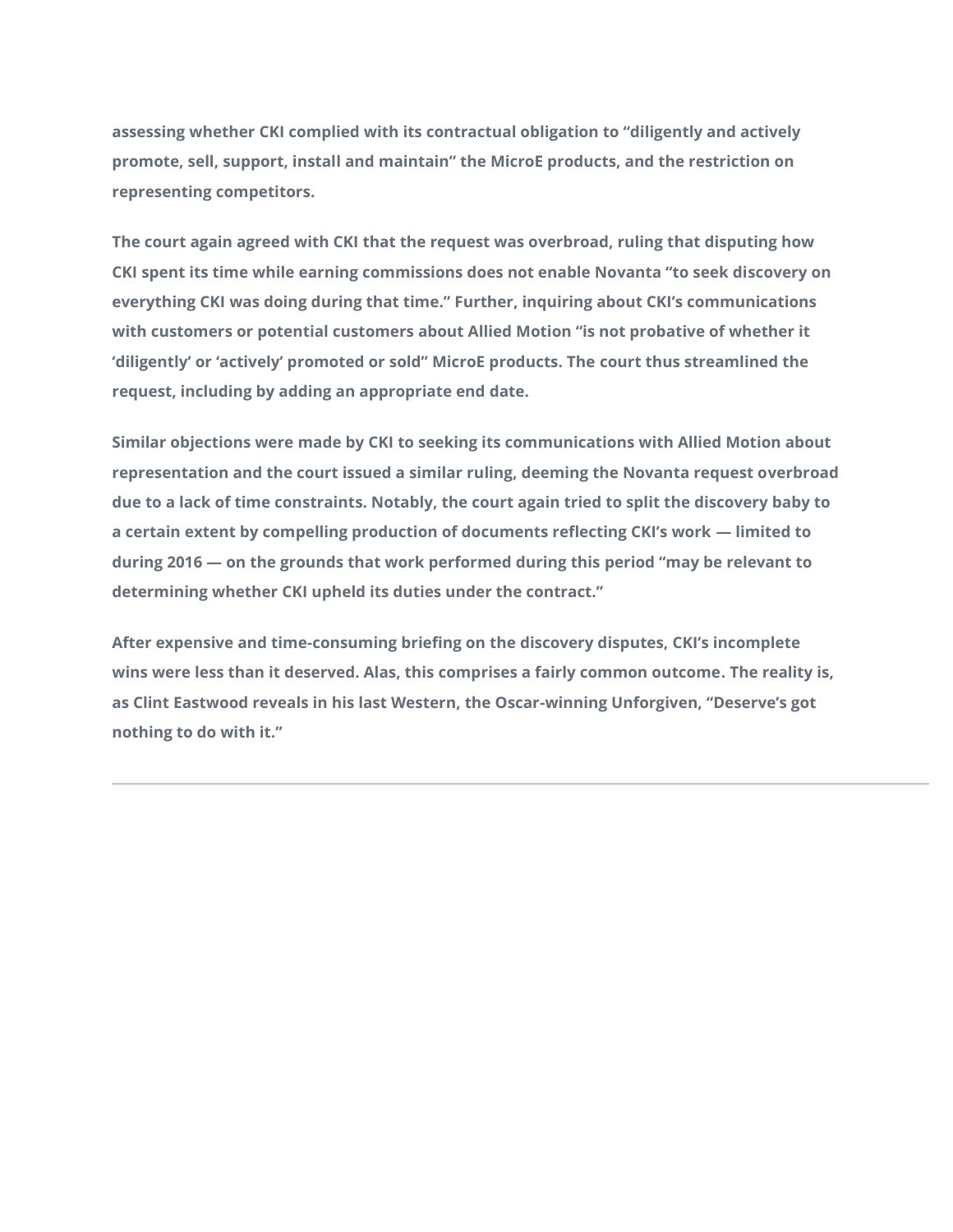assessing whether CKI complied with its contractual obligation to "diligently and actively promote, sell, support, install and maintain" the MicroE products, and the restriction on representing competitors.

The court again agreed with CKI that the request was overbroad, ruling that disputing how CKI spent its time while earning commissions does not enable Novanta "to seek discovery on everything CKI was doing during that time." Further, inquiring about CKI's communications with customers or potential customers about Allied Motion "is not probative of whether it 'diligently' or 'actively' promoted or sold" MicroE products. The court thus streamlined the request, including by adding an appropriate end date.

Similar objections were made by CKI to seeking its communications with Allied Motion about representation and the court issued a similar ruling, deeming the Novanta request overbroad due to a lack of time constraints. Notably, the court again tried to split the discovery baby to a certain extent by compelling production of documents reflecting CKI's work — limited to during 2016 — on the grounds that work performed during this period "may be relevant to determining whether CKI upheld its duties under the contract."

After expensive and time-consuming briefing on the discovery disputes, CKI's incomplete wins were less than it deserved. Alas, this comprises a fairly common outcome. The reality is, as Clint Eastwood reveals in his last Western, the Oscar-winning Unforgiven, "Deserve's got nothing to do with it."

---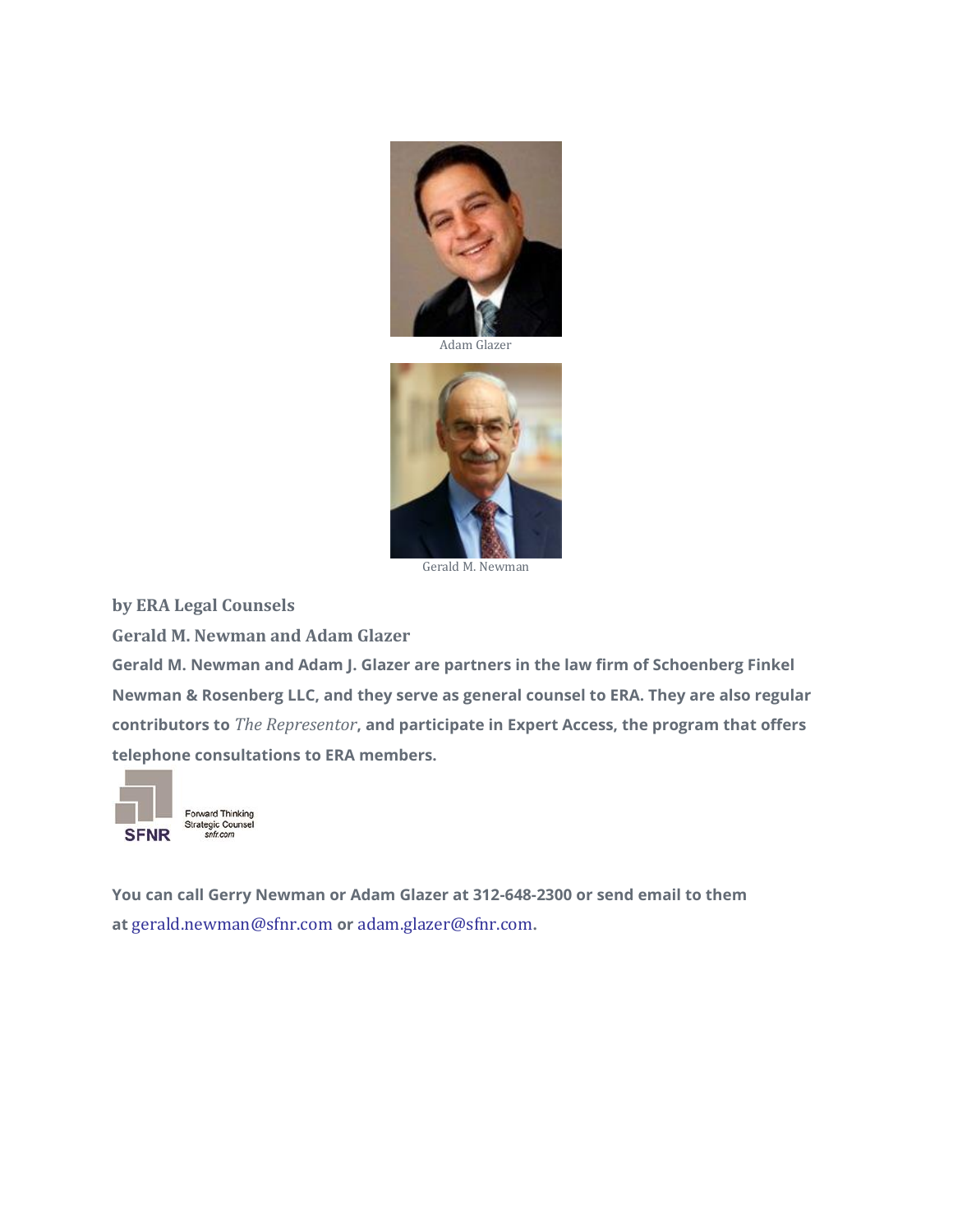Adam Glazer

Gerald M. Newman

**by ERA Legal Counsels**

**Gerald M. Newman and Adam Glazer**

**Gerald M. Newman and Adam J. Glazer are partners in the law firm of Schoenberg Finkel Newman & Rosenberg LLC, and they serve as general counsel to ERA. They are also regular contributors to *The Representor*, and participate in Expert Access, the program that offers telephone consultations to ERA members.**

SFNR Forward Thinking Strategic Counsel sfnr.com

**You can call Gerry Newman or Adam Glazer at 312-648-2300 or send email to them at gerald.newman@sfnr.com or adam.glazer@sfnr.com.**